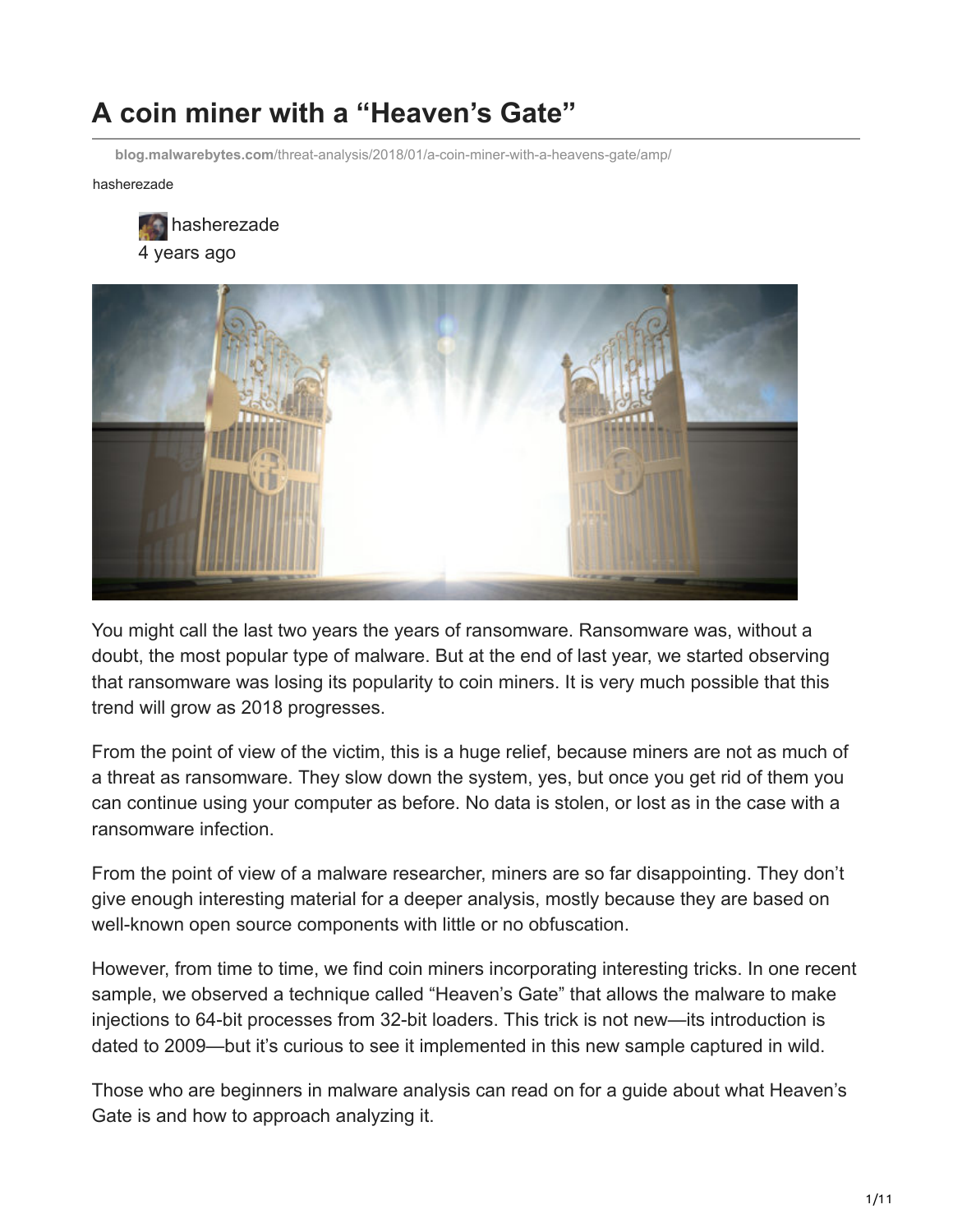# A coin miner with a "Heaven's Gate"

blog.malwarebytes.com/threat-analysis/2018/01/a-coin-miner-with-a-heavens-gate/amp/

hasherezade

hasherezade
4 years ago

You might call the last two years the years of ransomware. Ransomware was, without a doubt, the most popular type of malware. But at the end of last year, we started observing that ransomware was losing its popularity to coin miners. It is very much possible that this trend will grow as 2018 progresses.

From the point of view of the victim, this is a huge relief, because miners are not as much of a threat as ransomware. They slow down the system, yes, but once you get rid of them you can continue using your computer as before. No data is stolen, or lost as in the case with a ransomware infection.

From the point of view of a malware researcher, miners are so far disappointing. They don't give enough interesting material for a deeper analysis, mostly because they are based on well-known open source components with little or no obfuscation.

However, from time to time, we find coin miners incorporating interesting tricks. In one recent sample, we observed a technique called "Heaven's Gate" that allows the malware to make injections to 64-bit processes from 32-bit loaders. This trick is not new—its introduction is dated to 2009—but it's curious to see it implemented in this new sample captured in wild.

Those who are beginners in malware analysis can read on for a guide about what Heaven's Gate is and how to approach analyzing it.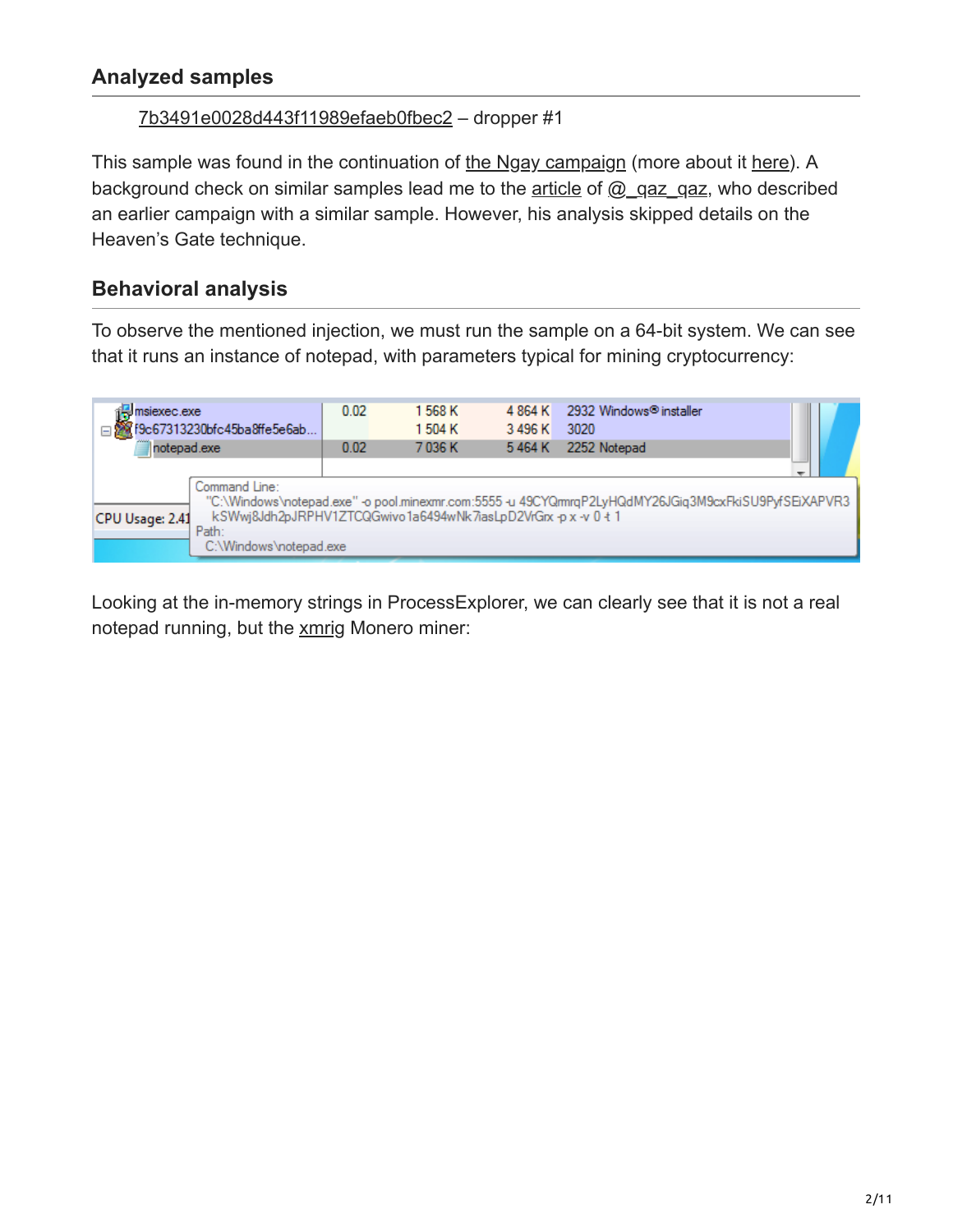## Analyzed samples

7b3491e0028d443f11989efaeb0fbec2 – dropper #1

This sample was found in the continuation of the Ngay campaign (more about it here). A background check on similar samples lead me to the article of @_qaz_qaz, who described an earlier campaign with a similar sample. However, his analysis skipped details on the Heaven's Gate technique.

## Behavioral analysis

To observe the mentioned injection, we must run the sample on a 64-bit system. We can see that it runs an instance of notepad, with parameters typical for mining cryptocurrency:

Looking at the in-memory strings in ProcessExplorer, we can clearly see that it is not a real notepad running, but the xmrig Monero miner: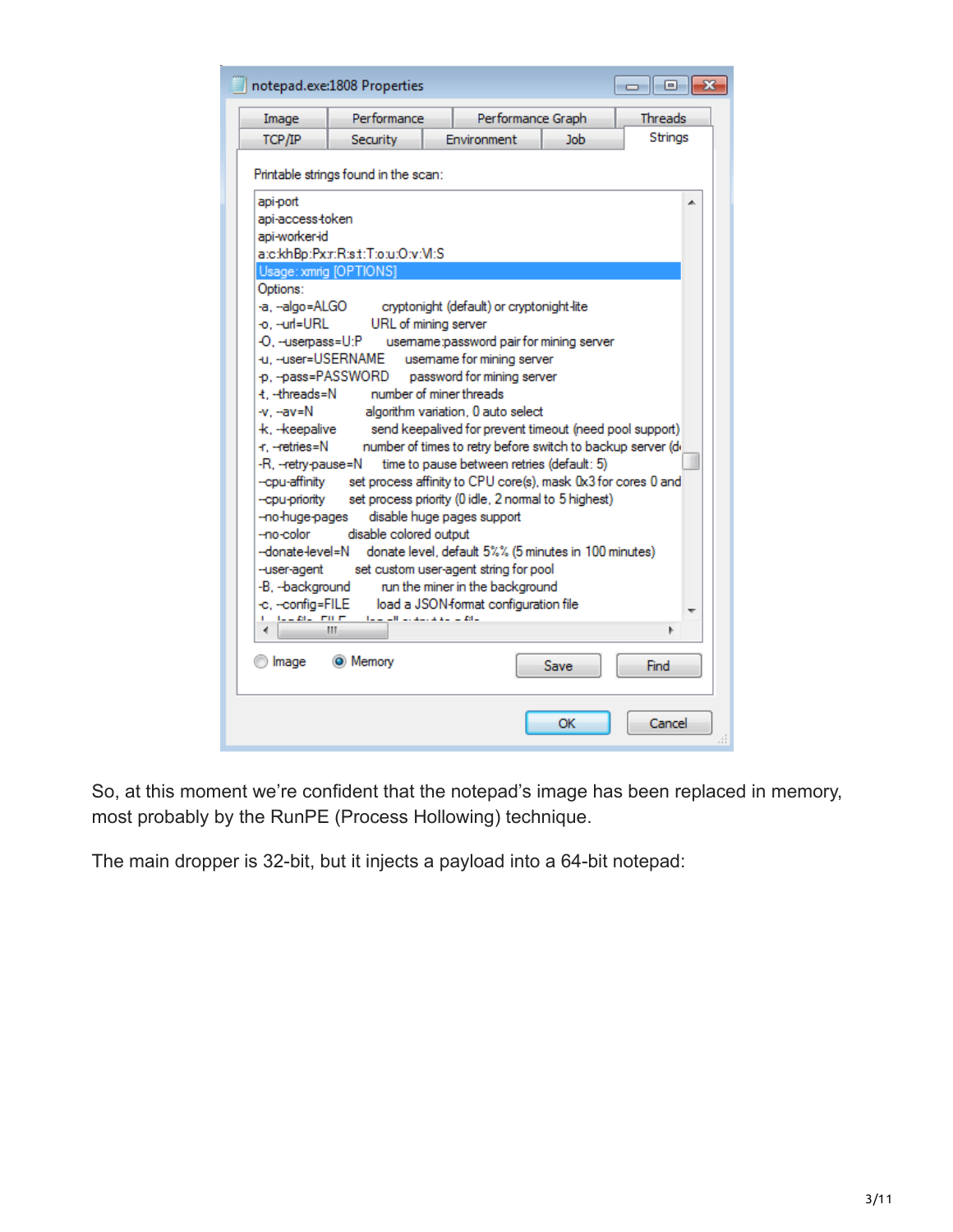So, at this moment we're confident that the notepad's image has been replaced in memory, most probably by the RunPE (Process Hollowing) technique.

The main dropper is 32-bit, but it injects a payload into a 64-bit notepad: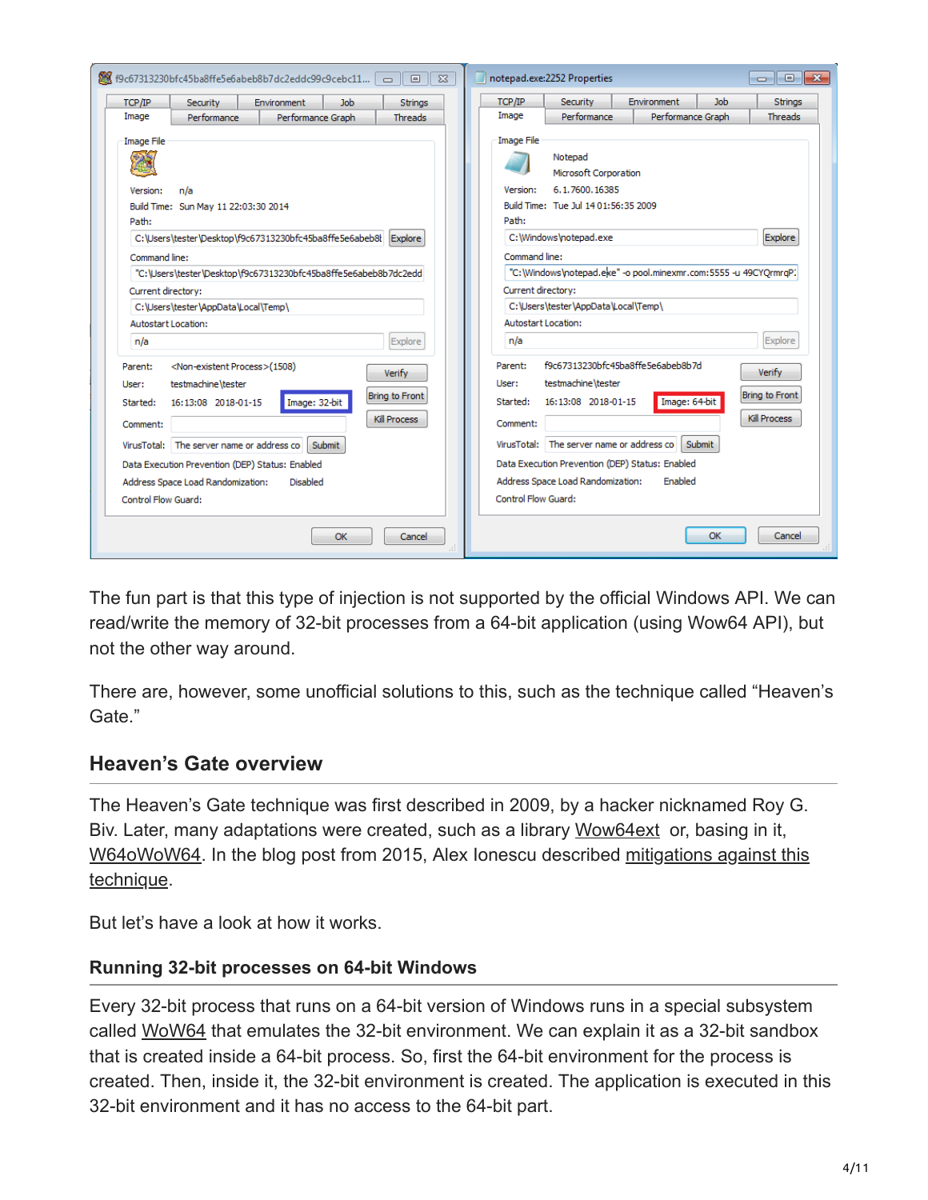The fun part is that this type of injection is not supported by the official Windows API. We can read/write the memory of 32-bit processes from a 64-bit application (using Wow64 API), but not the other way around.

There are, however, some unofficial solutions to this, such as the technique called "Heaven's Gate."

## Heaven's Gate overview

The Heaven's Gate technique was first described in 2009, by a hacker nicknamed Roy G. Biv. Later, many adaptations were created, such as a library Wow64ext or, basing in it, W64oWoW64. In the blog post from 2015, Alex Ionescu described mitigations against this technique.

But let's have a look at how it works.

### Running 32-bit processes on 64-bit Windows

Every 32-bit process that runs on a 64-bit version of Windows runs in a special subsystem called WoW64 that emulates the 32-bit environment. We can explain it as a 32-bit sandbox that is created inside a 64-bit process. So, first the 64-bit environment for the process is created. Then, inside it, the 32-bit environment is created. The application is executed in this 32-bit environment and it has no access to the 64-bit part.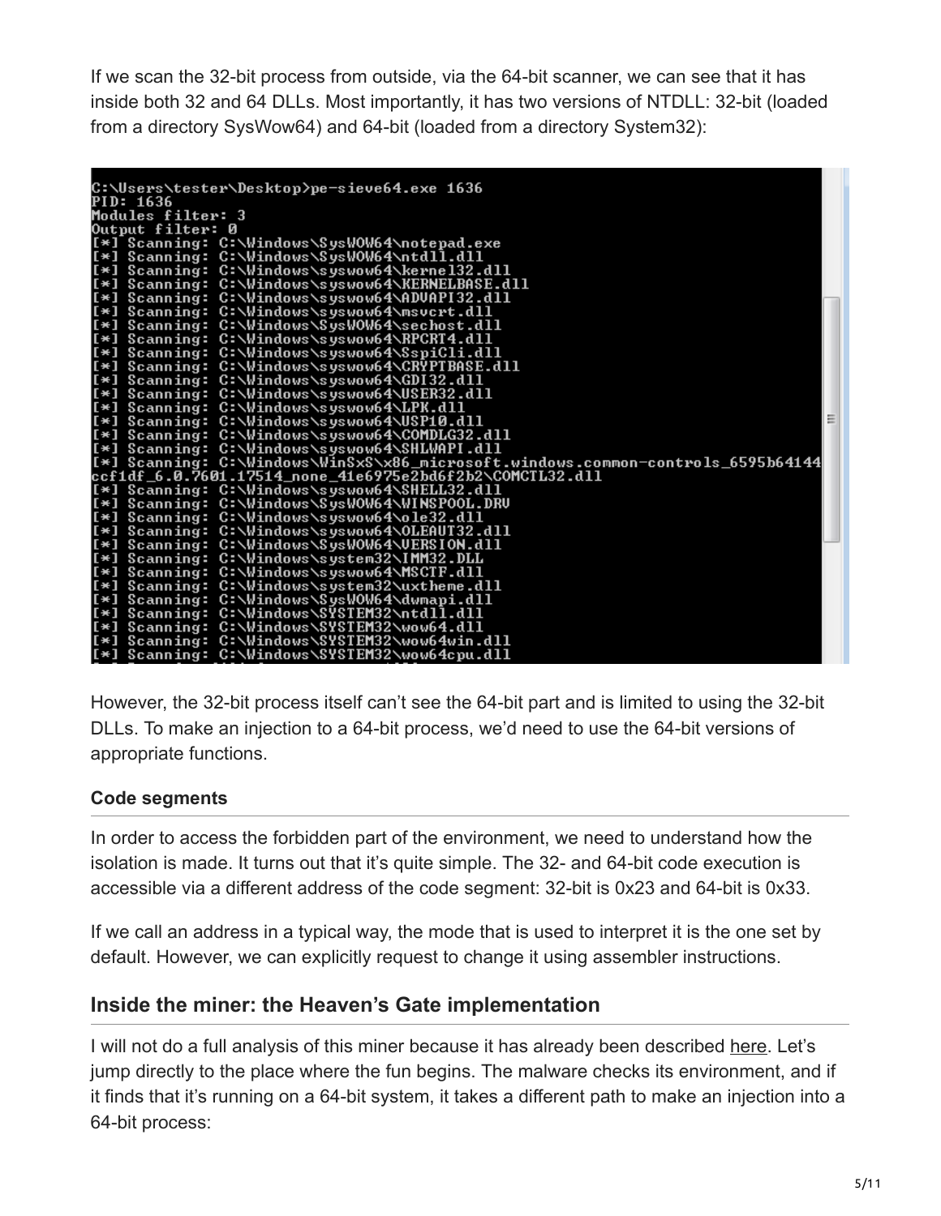If we scan the 32-bit process from outside, via the 64-bit scanner, we can see that it has inside both 32 and 64 DLLs. Most importantly, it has two versions of NTDLL: 32-bit (loaded from a directory SysWow64) and 64-bit (loaded from a directory System32):

```
C:\Users\tester\Desktop>pe-sieve64.exe 1636
PID: 1636
Modules filter: 3
Output filter: 0
[*] Scanning: C:\Windows\SysWOW64\notepad.exe
[*] Scanning: C:\Windows\SysWOW64\ntdll.dll
[*] Scanning: C:\Windows\syswow64\kernel32.dll
[*] Scanning: C:\Windows\syswow64\KERNELBASE.dll
[*] Scanning: C:\Windows\syswow64\ADVAPI32.dll
[*] Scanning: C:\Windows\syswow64\msvcrt.dll
[*] Scanning: C:\Windows\SysWOW64\sechost.dll
[*] Scanning: C:\Windows\syswow64\RPCRT4.dll
[*] Scanning: C:\Windows\syswow64\SspiCli.dll
[*] Scanning: C:\Windows\syswow64\CRYPTBASE.dll
[*] Scanning: C:\Windows\syswow64\GDI32.dll
[*] Scanning: C:\Windows\syswow64\USER32.dll
[*] Scanning: C:\Windows\syswow64\LPK.dll
[*] Scanning: C:\Windows\syswow64\USP10.dll
[*] Scanning: C:\Windows\syswow64\COMDLG32.dll
[*] Scanning: C:\Windows\syswow64\SHLWAPI.dll
[*] Scanning: C:\Windows\WinSxS\x86_microsoft.windows.common-controls_6595b64144ccf1df_6.0.7601.17514_none_41e6975e2bd6f2b2\COMCTL32.dll
[*] Scanning: C:\Windows\syswow64\SHELL32.dll
[*] Scanning: C:\Windows\SysWOW64\WINSPOOL.DRV
[*] Scanning: C:\Windows\syswow64\ole32.dll
[*] Scanning: C:\Windows\syswow64\OLEAUT32.dll
[*] Scanning: C:\Windows\SysWOW64\VERSION.dll
[*] Scanning: C:\Windows\system32\IMM32.DLL
[*] Scanning: C:\Windows\syswow64\MSCTF.dll
[*] Scanning: C:\Windows\system32\uxtheme.dll
[*] Scanning: C:\Windows\SysWOW64\dwmapi.dll
[*] Scanning: C:\Windows\SYSTEM32\ntdll.dll
[*] Scanning: C:\Windows\SYSTEM32\wow64.dll
[*] Scanning: C:\Windows\SYSTEM32\wow64win.dll
[*] Scanning: C:\Windows\SYSTEM32\wow64cpu.dll
```

However, the 32-bit process itself can't see the 64-bit part and is limited to using the 32-bit DLLs. To make an injection to a 64-bit process, we'd need to use the 64-bit versions of appropriate functions.

### Code segments

In order to access the forbidden part of the environment, we need to understand how the isolation is made. It turns out that it's quite simple. The 32- and 64-bit code execution is accessible via a different address of the code segment: 32-bit is 0x23 and 64-bit is 0x33.

If we call an address in a typical way, the mode that is used to interpret it is the one set by default. However, we can explicitly request to change it using assembler instructions.

## Inside the miner: the Heaven's Gate implementation

I will not do a full analysis of this miner because it has already been described here. Let's jump directly to the place where the fun begins. The malware checks its environment, and if it finds that it's running on a 64-bit system, it takes a different path to make an injection into a 64-bit process: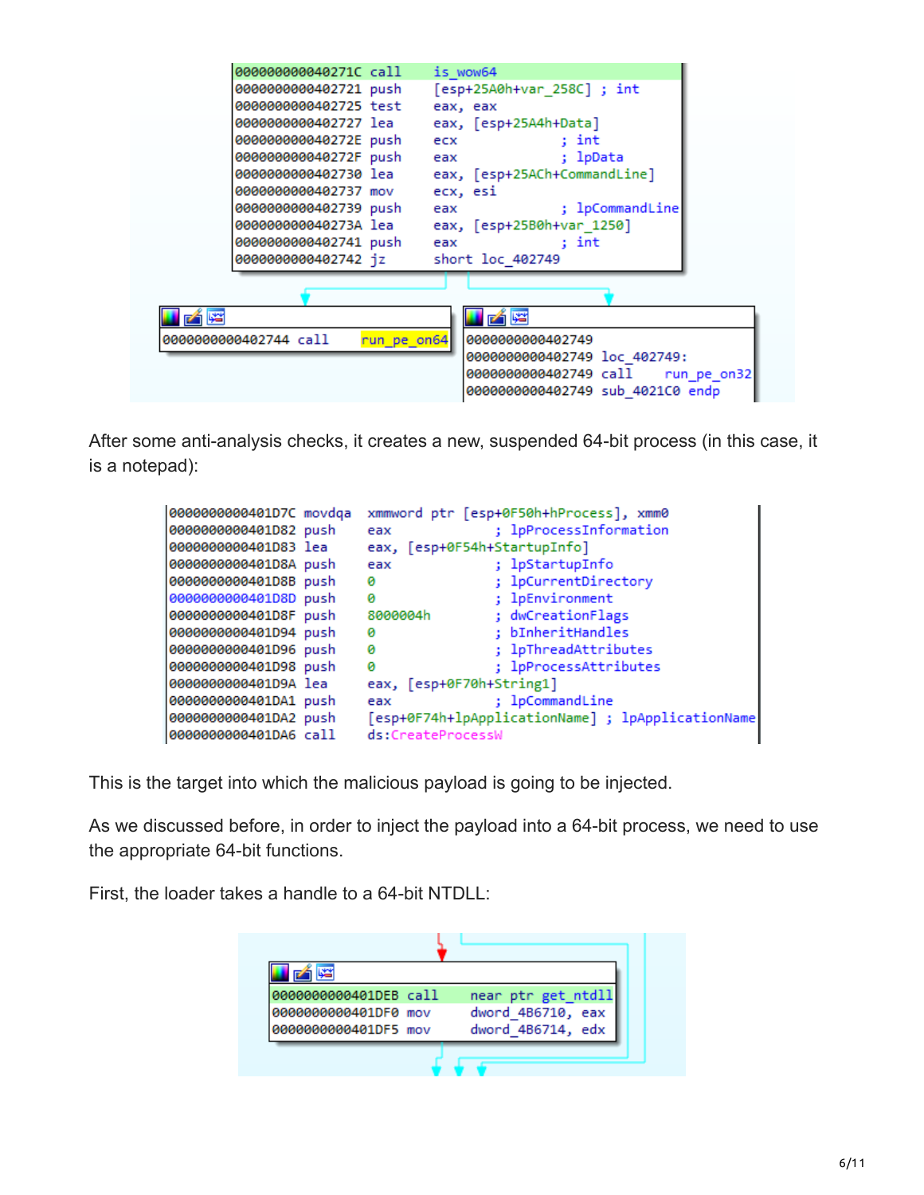```
000000000040271C call    is_wow64
0000000000402721 push    [esp+25A0h+var_258C] ; int
0000000000402725 test    eax, eax
0000000000402727 lea     eax, [esp+25A4h+Data]
000000000040272E push    ecx             ; int
000000000040272F push    eax             ; lpData
0000000000402730 lea     eax, [esp+25ACh+CommandLine]
0000000000402737 mov     ecx, esi
0000000000402739 push    eax             ; lpCommandLine
000000000040273A lea     eax, [esp+25B0h+var_1250]
0000000000402741 push    eax             ; int
0000000000402742 jz      short loc_402749

0000000000402744 call    run_pe_on64

0000000000402749
0000000000402749 loc_402749:
0000000000402749 call    run_pe_on32
0000000000402749 sub_4021C0 endp
```

After some anti-analysis checks, it creates a new, suspended 64-bit process (in this case, it is a notepad):

```
0000000000401D7C movdqa  xmmword ptr [esp+0F50h+hProcess], xmm0
0000000000401D82 push    eax             ; lpProcessInformation
0000000000401D83 lea     eax, [esp+0F54h+StartupInfo]
0000000000401D8A push    eax             ; lpStartupInfo
0000000000401D8B push    0               ; lpCurrentDirectory
0000000000401D8D push    0               ; lpEnvironment
0000000000401D8F push    8000004h        ; dwCreationFlags
0000000000401D94 push    0               ; bInheritHandles
0000000000401D96 push    0               ; lpThreadAttributes
0000000000401D98 push    0               ; lpProcessAttributes
0000000000401D9A lea     eax, [esp+0F70h+String1]
0000000000401DA1 push    eax             ; lpCommandLine
0000000000401DA2 push    [esp+0F74h+lpApplicationName] ; lpApplicationName
0000000000401DA6 call    ds:CreateProcessW
```

This is the target into which the malicious payload is going to be injected.

As we discussed before, in order to inject the payload into a 64-bit process, we need to use the appropriate 64-bit functions.

First, the loader takes a handle to a 64-bit NTDLL:

```
0000000000401DEB call    near ptr get_ntdll
0000000000401DF0 mov     dword_4B6710, eax
0000000000401DF5 mov     dword_4B6714, edx
```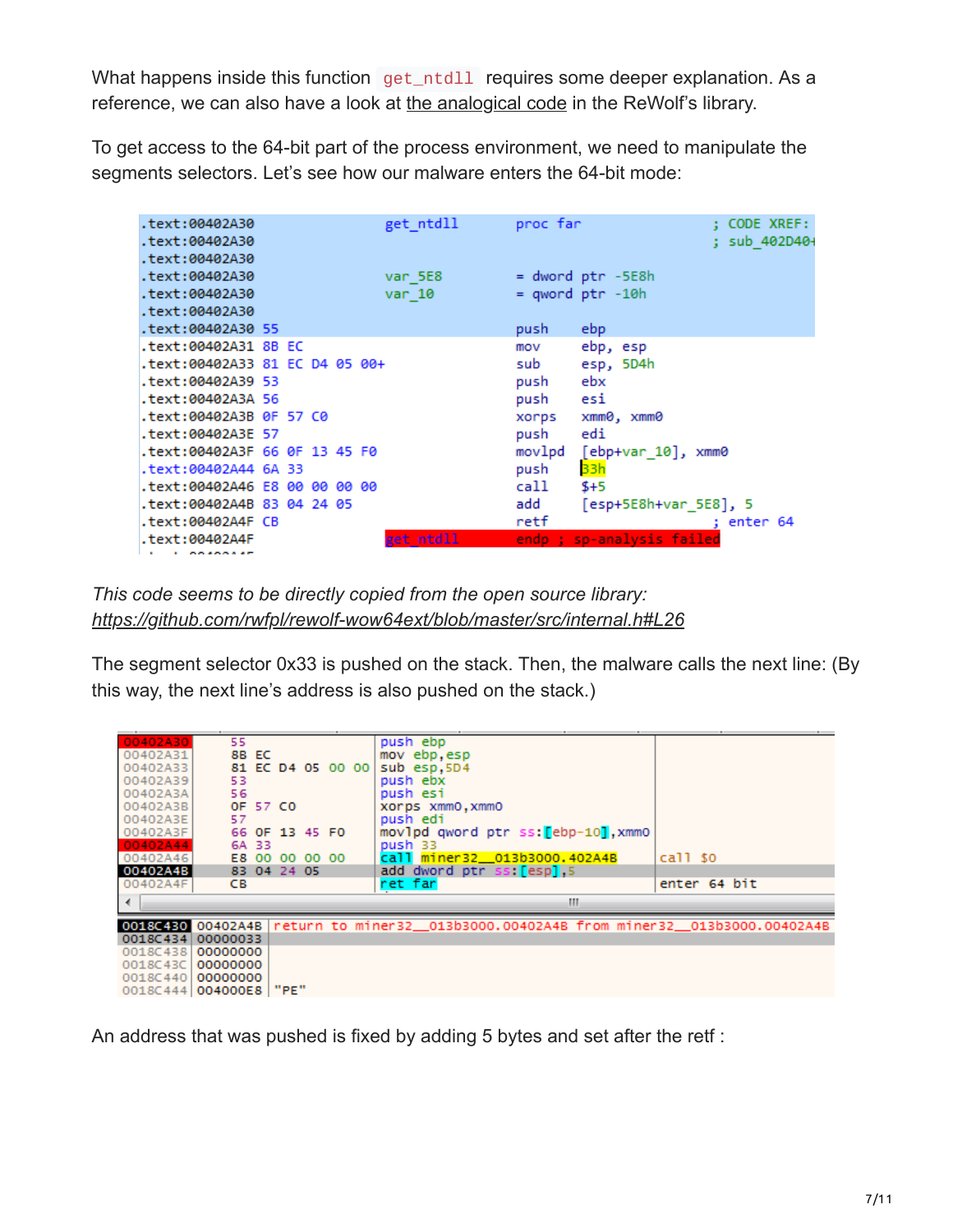What happens inside this function `get_ntdll` requires some deeper explanation. As a reference, we can also have a look at the analogical code in the ReWolf's library.

To get access to the 64-bit part of the process environment, we need to manipulate the segments selectors. Let's see how our malware enters the 64-bit mode:

```
.text:00402A30                 get_ntdll       proc far                ; CODE XREF:
.text:00402A30                                                         ; sub_402D40+
.text:00402A30
.text:00402A30                 var_5E8         = dword ptr -5E8h
.text:00402A30                 var_10          = qword ptr -10h
.text:00402A30
.text:00402A30 55                              push    ebp
.text:00402A31 8B EC                           mov     ebp, esp
.text:00402A33 81 EC D4 05 00+                 sub     esp, 5D4h
.text:00402A39 53                              push    ebx
.text:00402A3A 56                              push    esi
.text:00402A3B 0F 57 C0                        xorps   xmm0, xmm0
.text:00402A3E 57                              push    edi
.text:00402A3F 66 0F 13 45 F0                  movlpd  [ebp+var_10], xmm0
.text:00402A44 6A 33                           push    33h
.text:00402A46 E8 00 00 00 00                  call    $+5
.text:00402A4B 83 04 24 05                     add     [esp+5E8h+var_5E8], 5
.text:00402A4F CB                              retf                    ; enter 64
.text:00402A4F                 get_ntdll       endp ; sp-analysis failed
```

*This code seems to be directly copied from the open source library: https://github.com/rwfpl/rewolf-wow64ext/blob/master/src/internal.h#L26*

The segment selector 0x33 is pushed on the stack. Then, the malware calls the next line: (By this way, the next line's address is also pushed on the stack.)

```
00402A30   55                  push ebp
00402A31   8B EC               mov ebp,esp
00402A33   81 EC D4 05 00 00   sub esp,5D4
00402A39   53                  push ebx
00402A3A   56                  push esi
00402A3B   0F 57 C0            xorps xmm0,xmm0
00402A3E   57                  push edi
00402A3F   66 0F 13 45 F0      movlpd qword ptr ss:[ebp-10],xmm0
00402A44   6A 33               push 33
00402A46   E8 00 00 00 00      call miner32__013b3000.402A4B        call $0
00402A4B   83 04 24 05         add dword ptr ss:[esp],5
00402A4F   CB                  ret far                               enter 64 bit

0018C430  00402A4B  return to miner32__013b3000.00402A4B from miner32__013b3000.00402A4B
0018C434  00000033
0018C438  00000000
0018C43C  00000000
0018C440  00000000
0018C444  004000E8  "PE"
```

An address that was pushed is fixed by adding 5 bytes and set after the retf :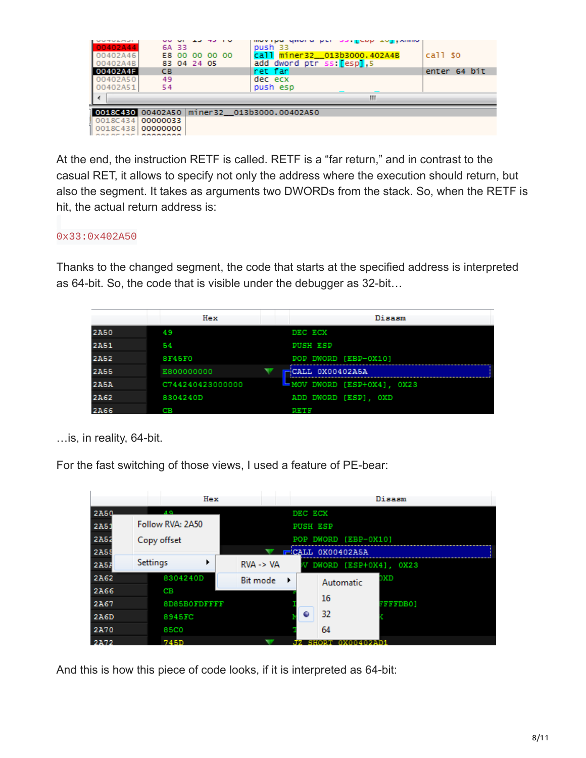At the end, the instruction RETF is called. RETF is a “far return,” and in contrast to the casual RET, it allows to specify not only the address where the execution should return, but also the segment. It takes as arguments two DWORDs from the stack. So, when the RETF is hit, the actual return address is:

```
0x33:0x402A50
```

Thanks to the changed segment, the code that starts at the specified address is interpreted as 64-bit. So, the code that is visible under the debugger as 32-bit…

…is, in reality, 64-bit.

For the fast switching of those views, I used a feature of PE-bear:

And this is how this piece of code looks, if it is interpreted as 64-bit: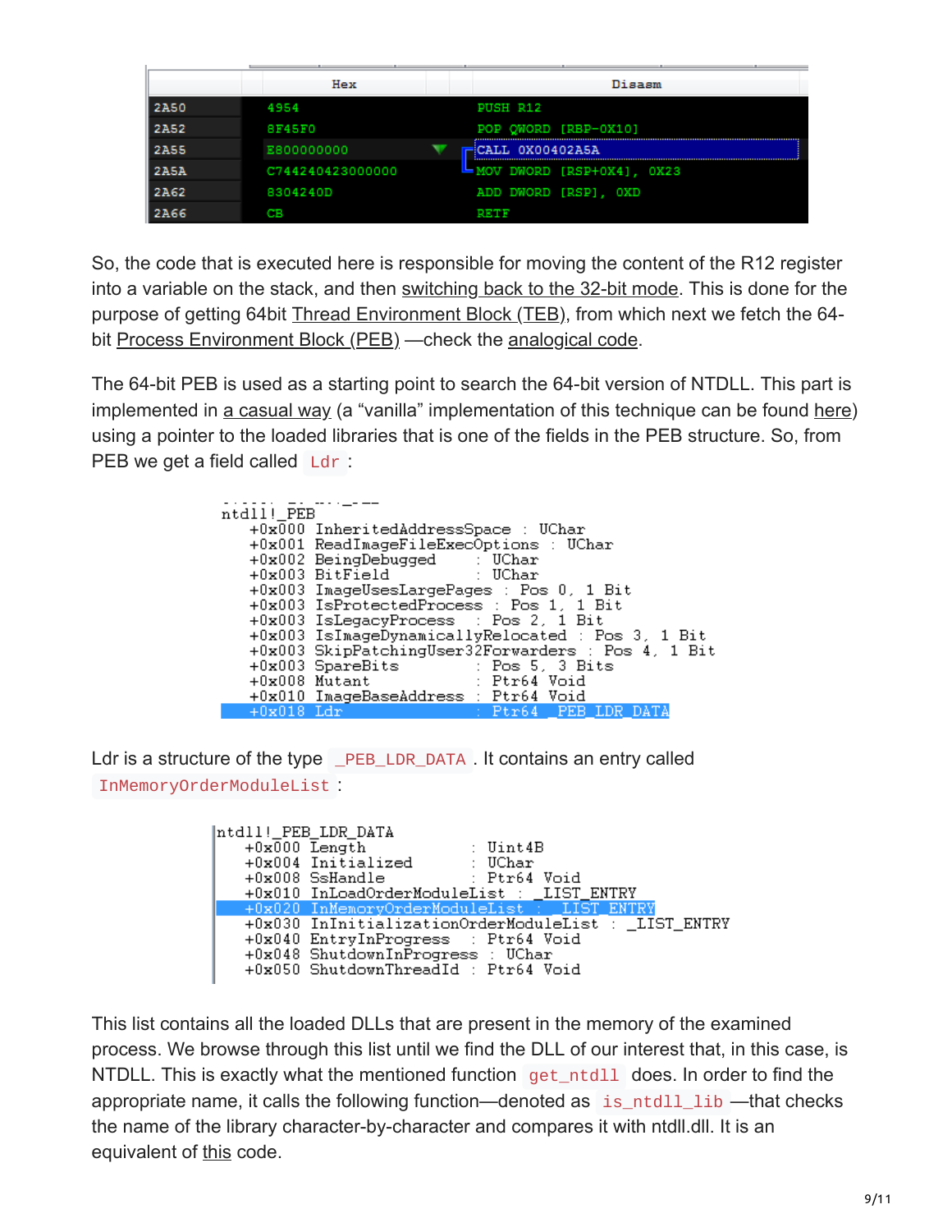| | Hex | Disasm |
|---|---|---|
| 2A50 | 4954 | PUSH R12 |
| 2A52 | 8F45F0 | POP QWORD [RBP-0X10] |
| 2A55 | E800000000 | CALL 0X00402A5A |
| 2A5A | C744240423000000 | MOV DWORD [RSP+0X4], 0X23 |
| 2A62 | 8304240D | ADD DWORD [RSP], 0XD |
| 2A66 | CB | RETF |

So, the code that is executed here is responsible for moving the content of the R12 register into a variable on the stack, and then switching back to the 32-bit mode. This is done for the purpose of getting 64bit Thread Environment Block (TEB), from which next we fetch the 64-bit Process Environment Block (PEB) —check the analogical code.

The 64-bit PEB is used as a starting point to search the 64-bit version of NTDLL. This part is implemented in a casual way (a “vanilla” implementation of this technique can be found here) using a pointer to the loaded libraries that is one of the fields in the PEB structure. So, from PEB we get a field called `Ldr`:

```
ntdll!_PEB
   +0x000 InheritedAddressSpace : UChar
   +0x001 ReadImageFileExecOptions : UChar
   +0x002 BeingDebugged    : UChar
   +0x003 BitField         : UChar
   +0x003 ImageUsesLargePages : Pos 0, 1 Bit
   +0x003 IsProtectedProcess : Pos 1, 1 Bit
   +0x003 IsLegacyProcess  : Pos 2, 1 Bit
   +0x003 IsImageDynamicallyRelocated : Pos 3, 1 Bit
   +0x003 SkipPatchingUser32Forwarders : Pos 4, 1 Bit
   +0x003 SpareBits        : Pos 5, 3 Bits
   +0x008 Mutant           : Ptr64 Void
   +0x010 ImageBaseAddress : Ptr64 Void
   +0x018 Ldr              : Ptr64 _PEB_LDR_DATA
```

Ldr is a structure of the type `_PEB_LDR_DATA`. It contains an entry called `InMemoryOrderModuleList`:

```
ntdll!_PEB_LDR_DATA
   +0x000 Length           : Uint4B
   +0x004 Initialized      : UChar
   +0x008 SsHandle         : Ptr64 Void
   +0x010 InLoadOrderModuleList : _LIST_ENTRY
   +0x020 InMemoryOrderModuleList : _LIST_ENTRY
   +0x030 InInitializationOrderModuleList : _LIST_ENTRY
   +0x040 EntryInProgress  : Ptr64 Void
   +0x048 ShutdownInProgress : UChar
   +0x050 ShutdownThreadId : Ptr64 Void
```

This list contains all the loaded DLLs that are present in the memory of the examined process. We browse through this list until we find the DLL of our interest that, in this case, is NTDLL. This is exactly what the mentioned function `get_ntdll` does. In order to find the appropriate name, it calls the following function—denoted as `is_ntdll_lib` —that checks the name of the library character-by-character and compares it with ntdll.dll. It is an equivalent of this code.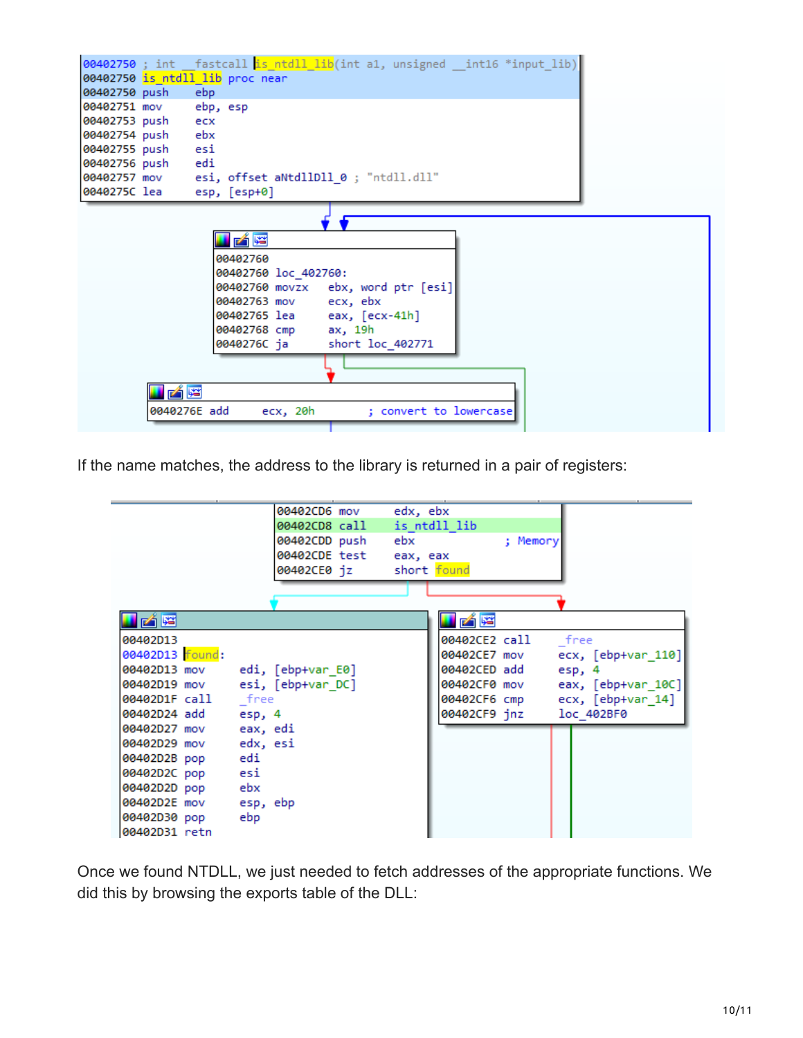```
00402750 ; int __fastcall is_ntdll_lib(int a1, unsigned __int16 *input_lib)
00402750 is_ntdll_lib proc near
00402750 push    ebp
00402751 mov     ebp, esp
00402753 push    ecx
00402754 push    ebx
00402755 push    esi
00402756 push    edi
00402757 mov     esi, offset aNtdllDll_0 ; "ntdll.dll"
0040275C lea     esp, [esp+0]

00402760
00402760 loc_402760:
00402760 movzx   ebx, word ptr [esi]
00402763 mov     ecx, ebx
00402765 lea     eax, [ecx-41h]
00402768 cmp     ax, 19h
0040276C ja      short loc_402771

0040276E add     ecx, 20h          ; convert to lowercase
```

If the name matches, the address to the library is returned in a pair of registers:

```
00402CD6 mov     edx, ebx
00402CD8 call    is_ntdll_lib
00402CDD push    ebx              ; Memory
00402CDE test    eax, eax
00402CE0 jz      short found

00402D13
00402D13 found:
00402D13 mov     edi, [ebp+var_E0]
00402D19 mov     esi, [ebp+var_DC]
00402D1F call    _free
00402D24 add     esp, 4
00402D27 mov     eax, edi
00402D29 mov     edx, esi
00402D2B pop     edi
00402D2C pop     esi
00402D2D pop     ebx
00402D2E mov     esp, ebp
00402D30 pop     ebp
00402D31 retn

00402CE2 call    _free
00402CE7 mov     ecx, [ebp+var_110]
00402CED add     esp, 4
00402CF0 mov     eax, [ebp+var_10C]
00402CF6 cmp     ecx, [ebp+var_14]
00402CF9 jnz     loc_402BF0
```

Once we found NTDLL, we just needed to fetch addresses of the appropriate functions. We did this by browsing the exports table of the DLL: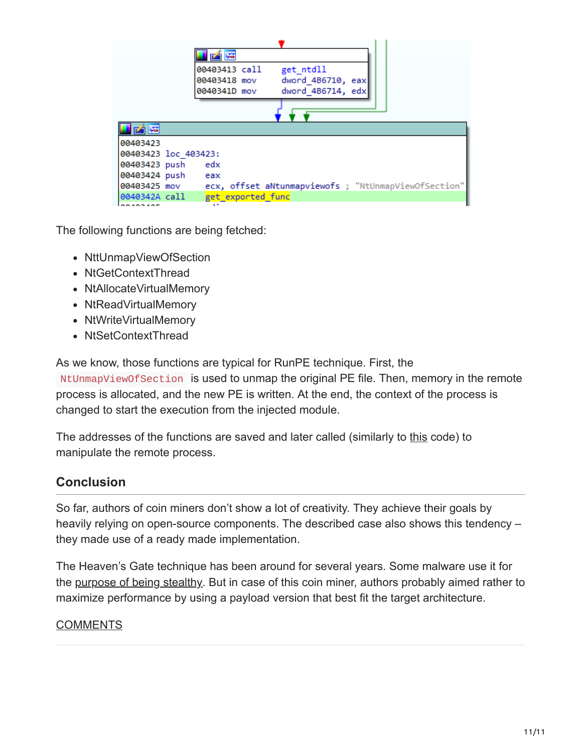```
00403413 call    get_ntdll
00403418 mov     dword_4B6710, eax
0040341D mov     dword_4B6714, edx

00403423
00403423 loc_403423:
00403423 push    edx
00403424 push    eax
00403425 mov     ecx, offset aNtunmapviewofs ; "NtUnmapViewOfSection"
0040342A call    get_exported_func
```

The following functions are being fetched:

- NttUnmapViewOfSection
- NtGetContextThread
- NtAllocateVirtualMemory
- NtReadVirtualMemory
- NtWriteVirtualMemory
- NtSetContextThread

As we know, those functions are typical for RunPE technique. First, the `NtUnmapViewOfSection` is used to unmap the original PE file. Then, memory in the remote process is allocated, and the new PE is written. At the end, the context of the process is changed to start the execution from the injected module.

The addresses of the functions are saved and later called (similarly to this code) to manipulate the remote process.

## Conclusion

So far, authors of coin miners don't show a lot of creativity. They achieve their goals by heavily relying on open-source components. The described case also shows this tendency – they made use of a ready made implementation.

The Heaven's Gate technique has been around for several years. Some malware use it for the purpose of being stealthy. But in case of this coin miner, authors probably aimed rather to maximize performance by using a payload version that best fit the target architecture.

COMMENTS